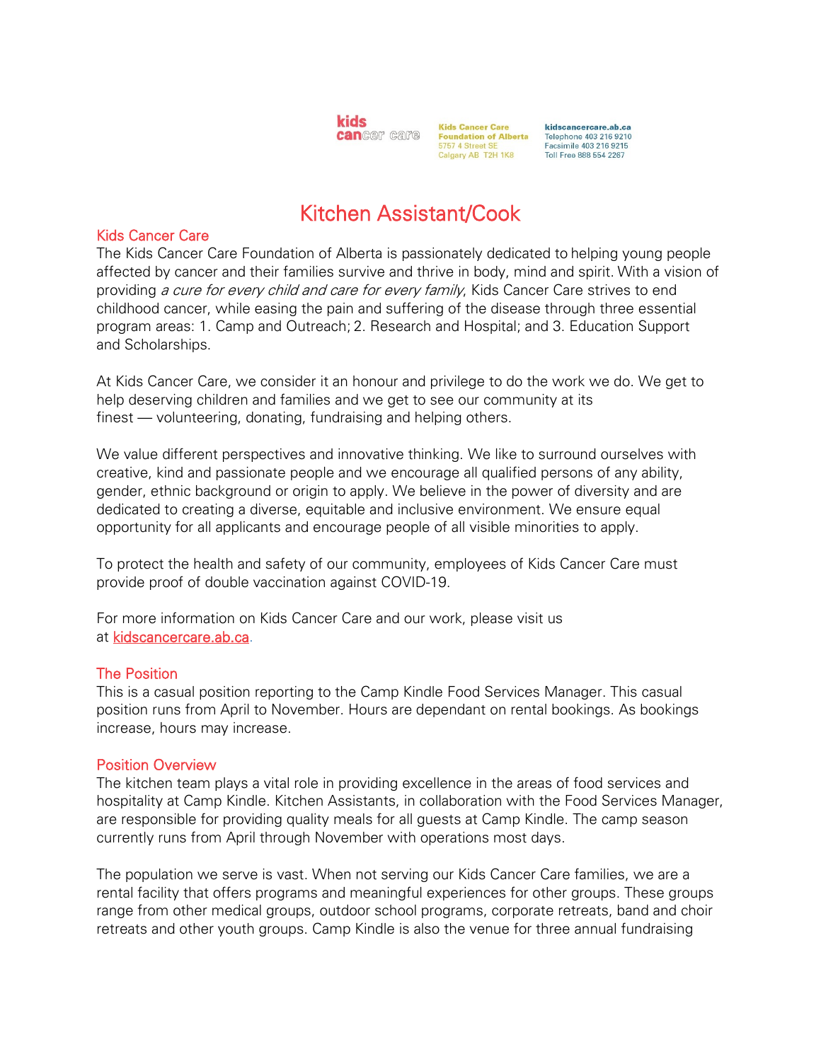kids cancer care

Kids Cancer Care Foundation of Alberta
5757 4 Street SE
Calgary AB T2H 1K8

kidscancercare.ab.ca
Telephone 403 216 9210
Facsimile 403 216 9215
Toll Free 888 554 2267

# Kitchen Assistant/Cook

## Kids Cancer Care

The Kids Cancer Care Foundation of Alberta is passionately dedicated to helping young people affected by cancer and their families survive and thrive in body, mind and spirit. With a vision of providing *a cure for every child and care for every family*, Kids Cancer Care strives to end childhood cancer, while easing the pain and suffering of the disease through three essential program areas: 1. Camp and Outreach; 2. Research and Hospital; and 3. Education Support and Scholarships.

At Kids Cancer Care, we consider it an honour and privilege to do the work we do. We get to help deserving children and families and we get to see our community at its finest — volunteering, donating, fundraising and helping others.

We value different perspectives and innovative thinking. We like to surround ourselves with creative, kind and passionate people and we encourage all qualified persons of any ability, gender, ethnic background or origin to apply. We believe in the power of diversity and are dedicated to creating a diverse, equitable and inclusive environment. We ensure equal opportunity for all applicants and encourage people of all visible minorities to apply.

To protect the health and safety of our community, employees of Kids Cancer Care must provide proof of double vaccination against COVID-19.

For more information on Kids Cancer Care and our work, please visit us at [kidscancercare.ab.ca](kidscancercare.ab.ca).

## The Position

This is a casual position reporting to the Camp Kindle Food Services Manager. This casual position runs from April to November. Hours are dependant on rental bookings. As bookings increase, hours may increase.

## Position Overview

The kitchen team plays a vital role in providing excellence in the areas of food services and hospitality at Camp Kindle. Kitchen Assistants, in collaboration with the Food Services Manager, are responsible for providing quality meals for all guests at Camp Kindle. The camp season currently runs from April through November with operations most days.

The population we serve is vast. When not serving our Kids Cancer Care families, we are a rental facility that offers programs and meaningful experiences for other groups. These groups range from other medical groups, outdoor school programs, corporate retreats, band and choir retreats and other youth groups. Camp Kindle is also the venue for three annual fundraising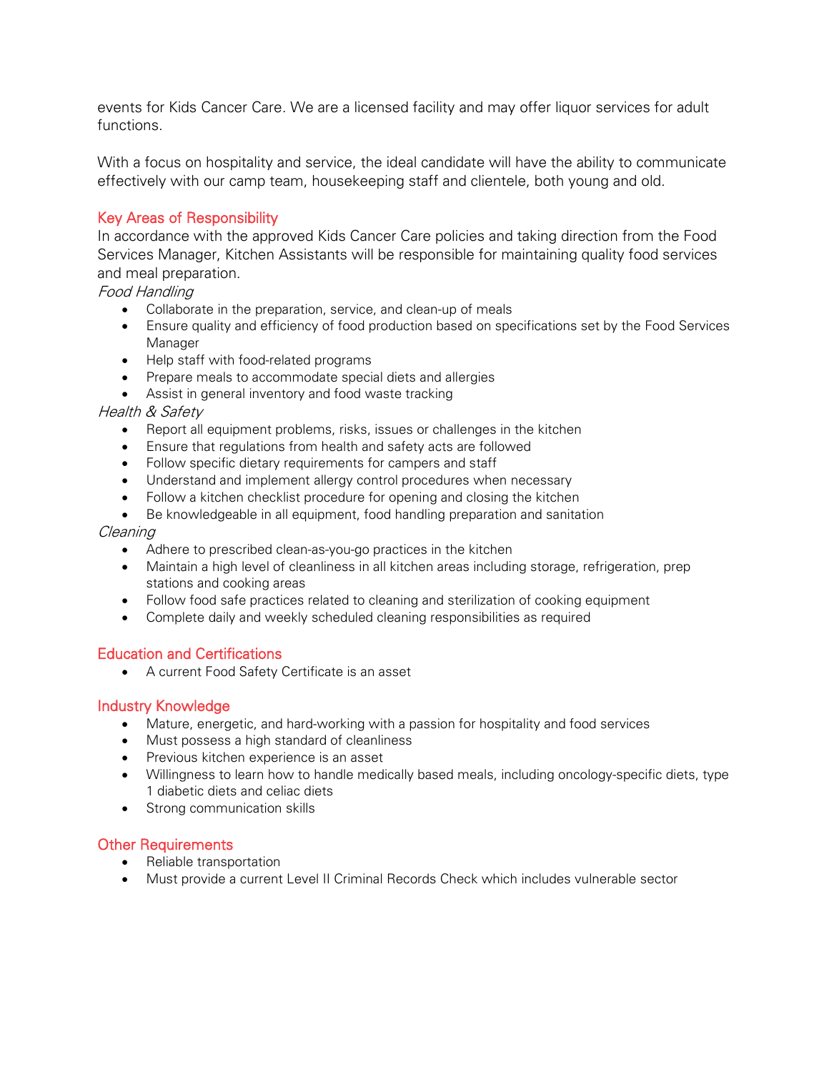events for Kids Cancer Care. We are a licensed facility and may offer liquor services for adult functions.

With a focus on hospitality and service, the ideal candidate will have the ability to communicate effectively with our camp team, housekeeping staff and clientele, both young and old.

## Key Areas of Responsibility

In accordance with the approved Kids Cancer Care policies and taking direction from the Food Services Manager, Kitchen Assistants will be responsible for maintaining quality food services and meal preparation.

*Food Handling*

- Collaborate in the preparation, service, and clean-up of meals
- Ensure quality and efficiency of food production based on specifications set by the Food Services Manager
- Help staff with food-related programs
- Prepare meals to accommodate special diets and allergies
- Assist in general inventory and food waste tracking

*Health & Safety*

- Report all equipment problems, risks, issues or challenges in the kitchen
- Ensure that regulations from health and safety acts are followed
- Follow specific dietary requirements for campers and staff
- Understand and implement allergy control procedures when necessary
- Follow a kitchen checklist procedure for opening and closing the kitchen
- Be knowledgeable in all equipment, food handling preparation and sanitation

*Cleaning*

- Adhere to prescribed clean-as-you-go practices in the kitchen
- Maintain a high level of cleanliness in all kitchen areas including storage, refrigeration, prep stations and cooking areas
- Follow food safe practices related to cleaning and sterilization of cooking equipment
- Complete daily and weekly scheduled cleaning responsibilities as required

## Education and Certifications

- A current Food Safety Certificate is an asset

## Industry Knowledge

- Mature, energetic, and hard-working with a passion for hospitality and food services
- Must possess a high standard of cleanliness
- Previous kitchen experience is an asset
- Willingness to learn how to handle medically based meals, including oncology-specific diets, type 1 diabetic diets and celiac diets
- Strong communication skills

## Other Requirements

- Reliable transportation
- Must provide a current Level II Criminal Records Check which includes vulnerable sector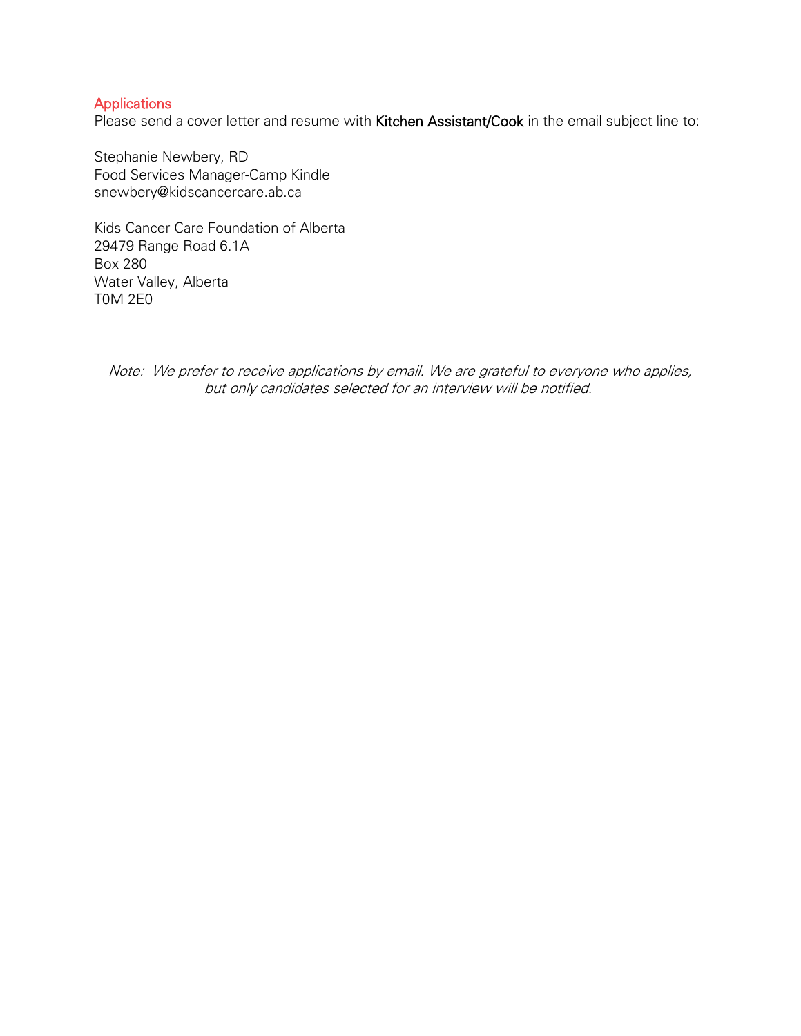## Applications

Please send a cover letter and resume with **Kitchen Assistant/Cook** in the email subject line to:

Stephanie Newbery, RD
Food Services Manager-Camp Kindle
snewbery@kidscancercare.ab.ca

Kids Cancer Care Foundation of Alberta
29479 Range Road 6.1A
Box 280
Water Valley, Alberta
T0M 2E0

*Note: We prefer to receive applications by email. We are grateful to everyone who applies, but only candidates selected for an interview will be notified.*